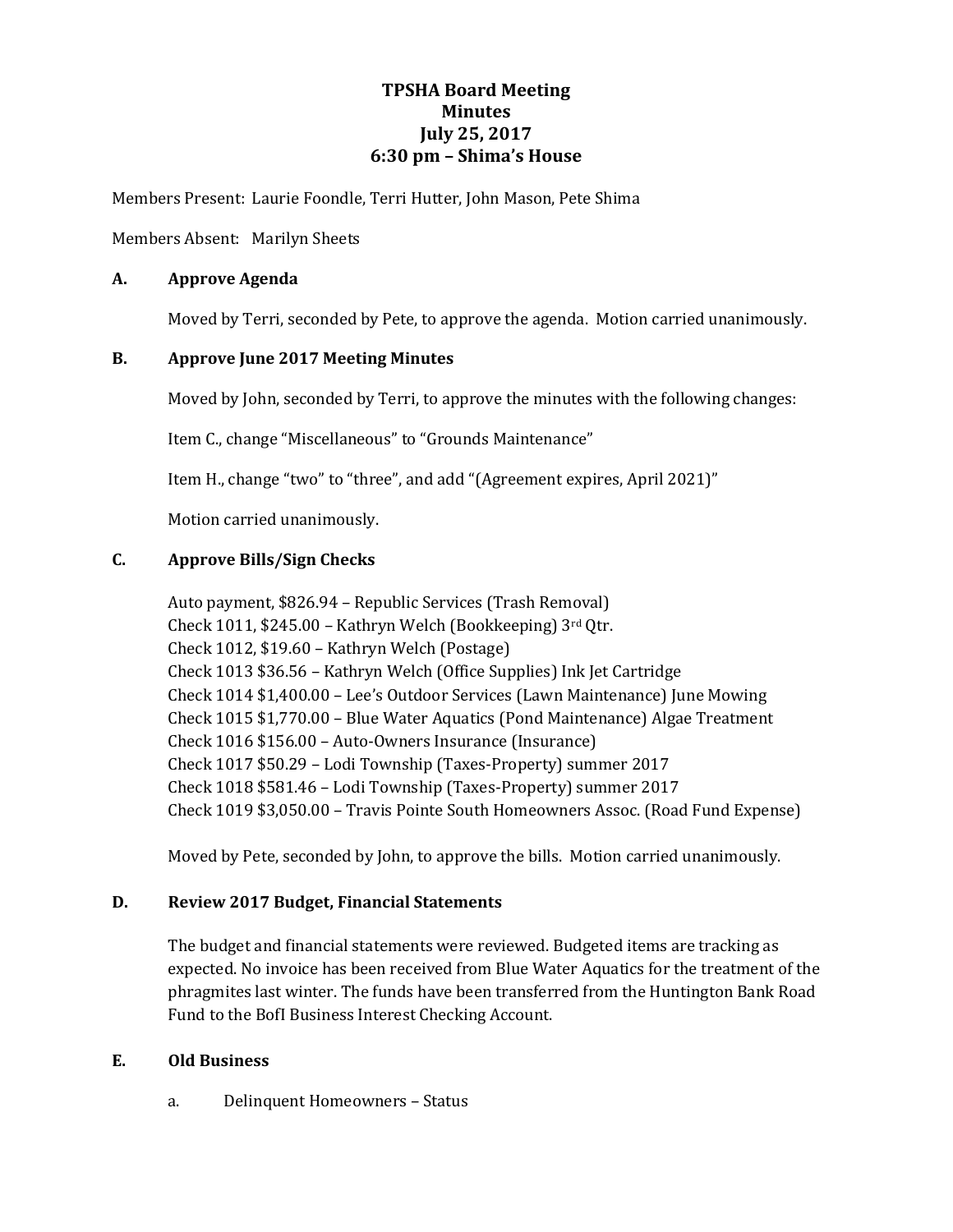# TPSHA Board Meeting
# Minutes
# July 25, 2017
# 6:30 pm – Shima's House

Members Present: Laurie Foondle, Terri Hutter, John Mason, Pete Shima

Members Absent: Marilyn Sheets

### A. Approve Agenda

Moved by Terri, seconded by Pete, to approve the agenda. Motion carried unanimously.

### B. Approve June 2017 Meeting Minutes

Moved by John, seconded by Terri, to approve the minutes with the following changes:

Item C., change "Miscellaneous" to "Grounds Maintenance"

Item H., change "two" to "three", and add "(Agreement expires, April 2021)"

Motion carried unanimously.

### C. Approve Bills/Sign Checks

Auto payment, $826.94 – Republic Services (Trash Removal)
Check 1011, $245.00 – Kathryn Welch (Bookkeeping) 3rd Qtr.
Check 1012, $19.60 – Kathryn Welch (Postage)
Check 1013 $36.56 – Kathryn Welch (Office Supplies) Ink Jet Cartridge
Check 1014 $1,400.00 – Lee's Outdoor Services (Lawn Maintenance) June Mowing
Check 1015 $1,770.00 – Blue Water Aquatics (Pond Maintenance) Algae Treatment
Check 1016 $156.00 – Auto-Owners Insurance (Insurance)
Check 1017 $50.29 – Lodi Township (Taxes-Property) summer 2017
Check 1018 $581.46 – Lodi Township (Taxes-Property) summer 2017
Check 1019 $3,050.00 – Travis Pointe South Homeowners Assoc. (Road Fund Expense)

Moved by Pete, seconded by John, to approve the bills. Motion carried unanimously.

### D. Review 2017 Budget, Financial Statements

The budget and financial statements were reviewed. Budgeted items are tracking as expected. No invoice has been received from Blue Water Aquatics for the treatment of the phragmites last winter. The funds have been transferred from the Huntington Bank Road Fund to the BofI Business Interest Checking Account.

### E. Old Business

a. Delinquent Homeowners – Status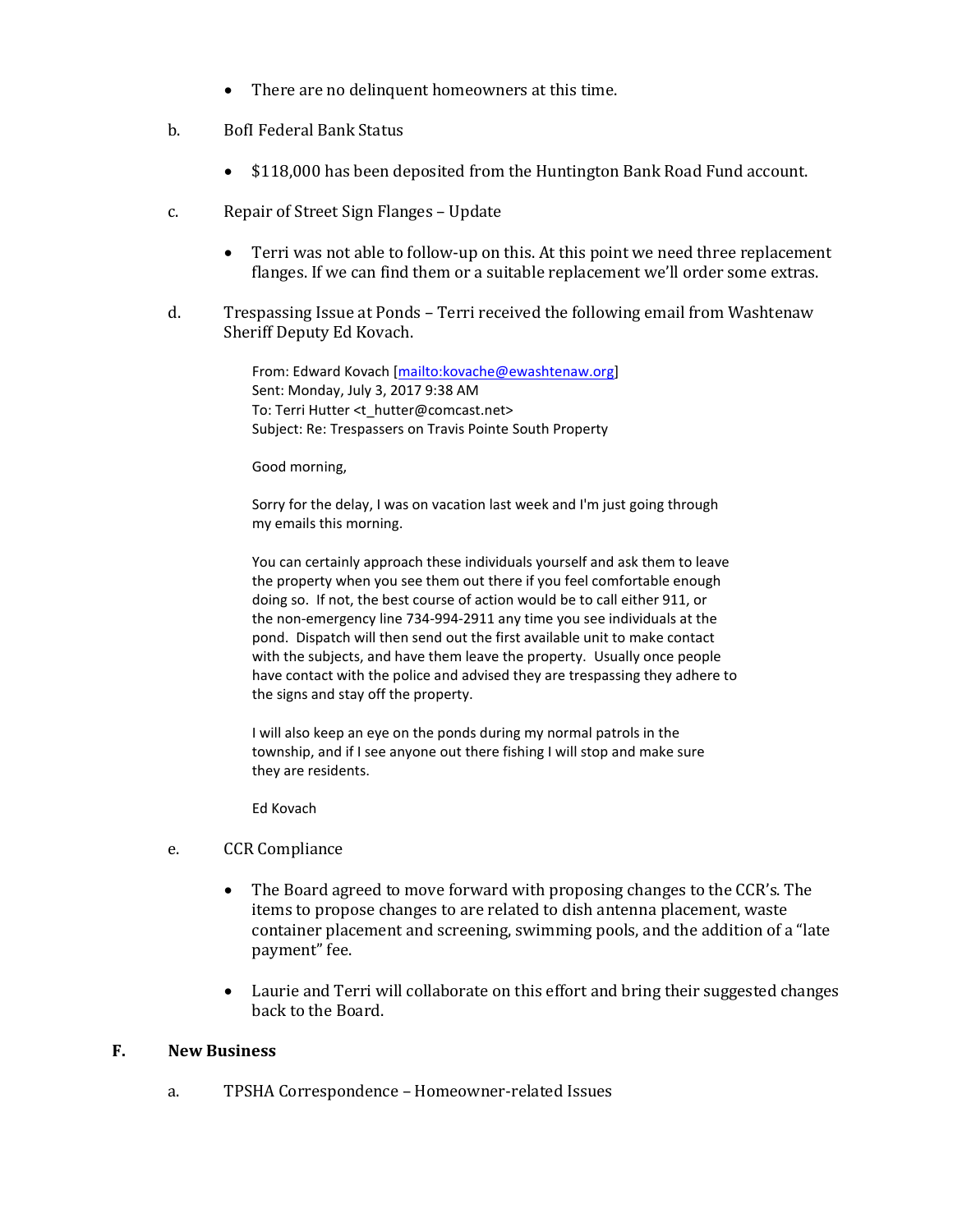- There are no delinquent homeowners at this time.

b. BofI Federal Bank Status

- $118,000 has been deposited from the Huntington Bank Road Fund account.

c. Repair of Street Sign Flanges – Update

- Terri was not able to follow-up on this. At this point we need three replacement flanges. If we can find them or a suitable replacement we'll order some extras.

d. Trespassing Issue at Ponds – Terri received the following email from Washtenaw Sheriff Deputy Ed Kovach.

> From: Edward Kovach [mailto:kovache@ewashtenaw.org]
> Sent: Monday, July 3, 2017 9:38 AM
> To: Terri Hutter <t_hutter@comcast.net>
> Subject: Re: Trespassers on Travis Pointe South Property
>
> Good morning,
>
> Sorry for the delay, I was on vacation last week and I'm just going through my emails this morning.
>
> You can certainly approach these individuals yourself and ask them to leave the property when you see them out there if you feel comfortable enough doing so. If not, the best course of action would be to call either 911, or the non-emergency line 734-994-2911 any time you see individuals at the pond. Dispatch will then send out the first available unit to make contact with the subjects, and have them leave the property. Usually once people have contact with the police and advised they are trespassing they adhere to the signs and stay off the property.
>
> I will also keep an eye on the ponds during my normal patrols in the township, and if I see anyone out there fishing I will stop and make sure they are residents.
>
> Ed Kovach

e. CCR Compliance

- The Board agreed to move forward with proposing changes to the CCR's. The items to propose changes to are related to dish antenna placement, waste container placement and screening, swimming pools, and the addition of a "late payment" fee.
- Laurie and Terri will collaborate on this effort and bring their suggested changes back to the Board.

## F. New Business

a. TPSHA Correspondence – Homeowner-related Issues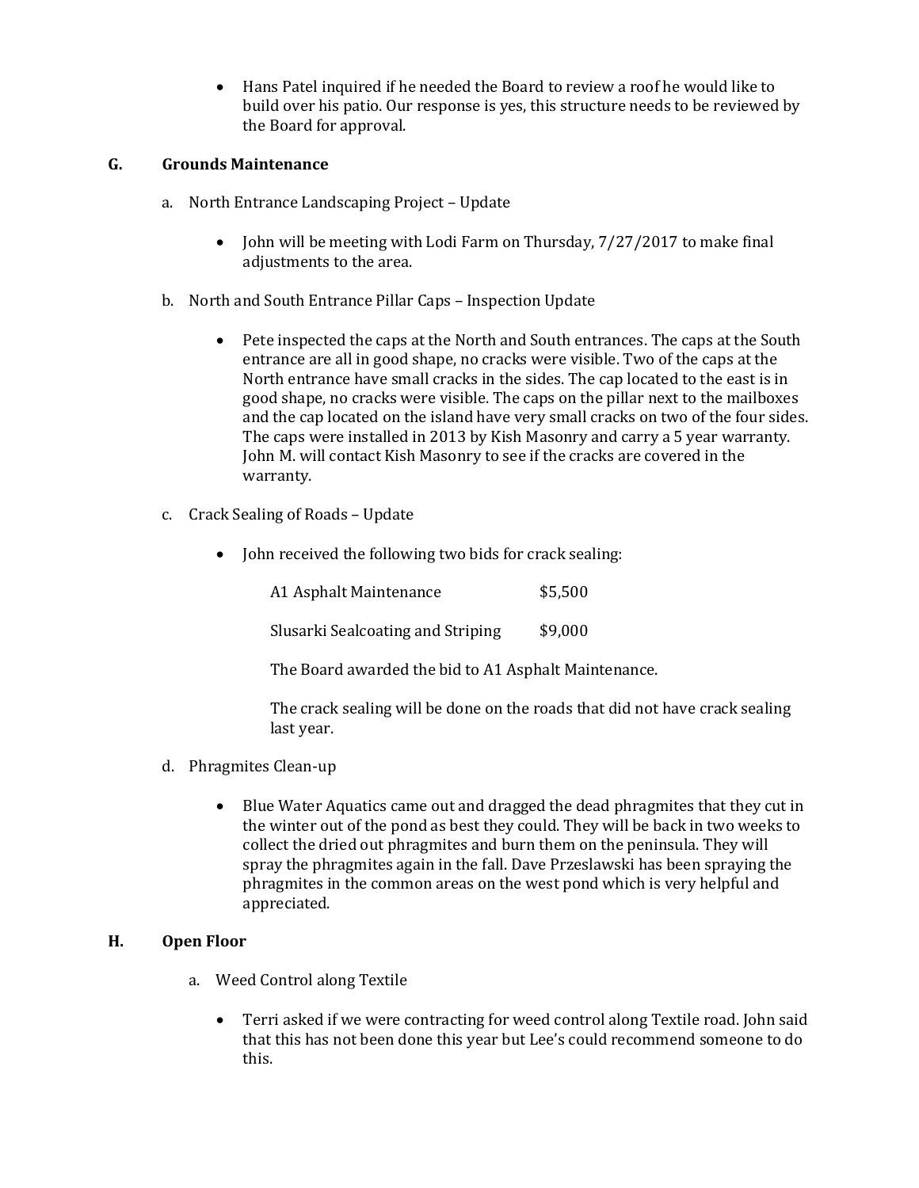- Hans Patel inquired if he needed the Board to review a roof he would like to build over his patio. Our response is yes, this structure needs to be reviewed by the Board for approval.

## G. Grounds Maintenance

a. North Entrance Landscaping Project – Update

- John will be meeting with Lodi Farm on Thursday, 7/27/2017 to make final adjustments to the area.

b. North and South Entrance Pillar Caps – Inspection Update

- Pete inspected the caps at the North and South entrances. The caps at the South entrance are all in good shape, no cracks were visible. Two of the caps at the North entrance have small cracks in the sides. The cap located to the east is in good shape, no cracks were visible. The caps on the pillar next to the mailboxes and the cap located on the island have very small cracks on two of the four sides. The caps were installed in 2013 by Kish Masonry and carry a 5 year warranty. John M. will contact Kish Masonry to see if the cracks are covered in the warranty.

c. Crack Sealing of Roads – Update

- John received the following two bids for crack sealing:

| | |
|---|---|
| A1 Asphalt Maintenance | $5,500 |
| Slusarki Sealcoating and Striping | $9,000 |

  The Board awarded the bid to A1 Asphalt Maintenance.

  The crack sealing will be done on the roads that did not have crack sealing last year.

d. Phragmites Clean-up

- Blue Water Aquatics came out and dragged the dead phragmites that they cut in the winter out of the pond as best they could. They will be back in two weeks to collect the dried out phragmites and burn them on the peninsula. They will spray the phragmites again in the fall. Dave Przeslawski has been spraying the phragmites in the common areas on the west pond which is very helpful and appreciated.

## H. Open Floor

a. Weed Control along Textile

- Terri asked if we were contracting for weed control along Textile road. John said that this has not been done this year but Lee's could recommend someone to do this.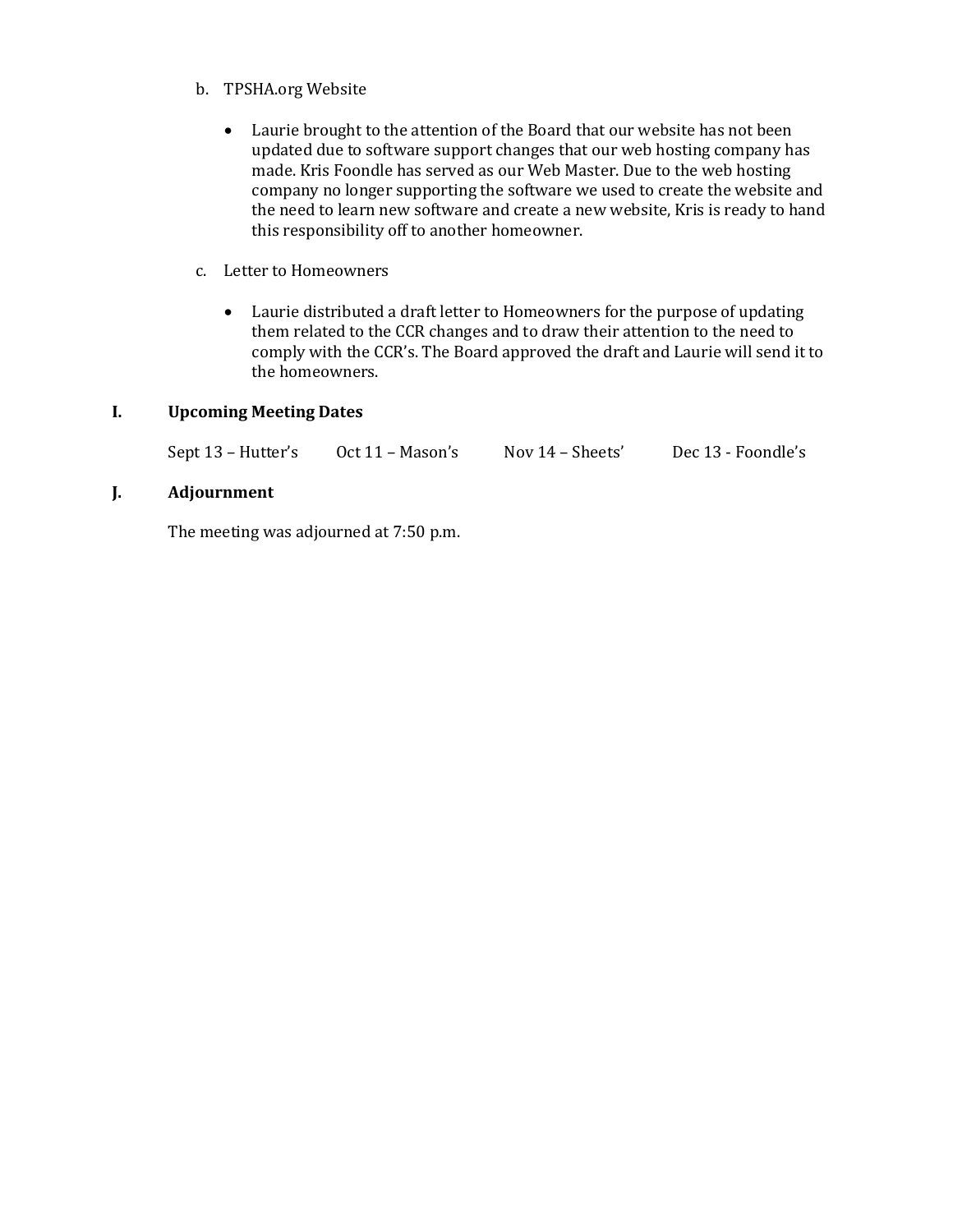b. TPSHA.org Website

- Laurie brought to the attention of the Board that our website has not been updated due to software support changes that our web hosting company has made. Kris Foondle has served as our Web Master. Due to the web hosting company no longer supporting the software we used to create the website and the need to learn new software and create a new website, Kris is ready to hand this responsibility off to another homeowner.

c. Letter to Homeowners

- Laurie distributed a draft letter to Homeowners for the purpose of updating them related to the CCR changes and to draw their attention to the need to comply with the CCR's. The Board approved the draft and Laurie will send it to the homeowners.

## I. Upcoming Meeting Dates

Sept 13 – Hutter's Oct 11 – Mason's Nov 14 – Sheets' Dec 13 - Foondle's

## J. Adjournment

The meeting was adjourned at 7:50 p.m.